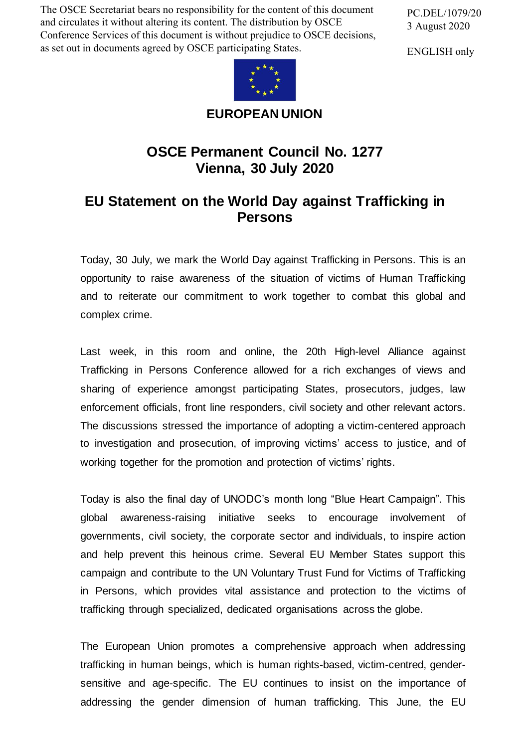The OSCE Secretariat bears no responsibility for the content of this document and circulates it without altering its content. The distribution by OSCE Conference Services of this document is without prejudice to OSCE decisions, as set out in documents agreed by OSCE participating States.

PC.DEL/1079/20
3 August 2020

ENGLISH only

**EUROPEAN UNION**

# OSCE Permanent Council No. 1277
# Vienna, 30 July 2020

## EU Statement on the World Day against Trafficking in Persons

Today, 30 July, we mark the World Day against Trafficking in Persons. This is an opportunity to raise awareness of the situation of victims of Human Trafficking and to reiterate our commitment to work together to combat this global and complex crime.

Last week, in this room and online, the 20th High-level Alliance against Trafficking in Persons Conference allowed for a rich exchanges of views and sharing of experience amongst participating States, prosecutors, judges, law enforcement officials, front line responders, civil society and other relevant actors. The discussions stressed the importance of adopting a victim-centered approach to investigation and prosecution, of improving victims' access to justice, and of working together for the promotion and protection of victims' rights.

Today is also the final day of UNODC's month long "Blue Heart Campaign". This global awareness-raising initiative seeks to encourage involvement of governments, civil society, the corporate sector and individuals, to inspire action and help prevent this heinous crime. Several EU Member States support this campaign and contribute to the UN Voluntary Trust Fund for Victims of Trafficking in Persons, which provides vital assistance and protection to the victims of trafficking through specialized, dedicated organisations across the globe.

The European Union promotes a comprehensive approach when addressing trafficking in human beings, which is human rights-based, victim-centred, gender-sensitive and age-specific. The EU continues to insist on the importance of addressing the gender dimension of human trafficking. This June, the EU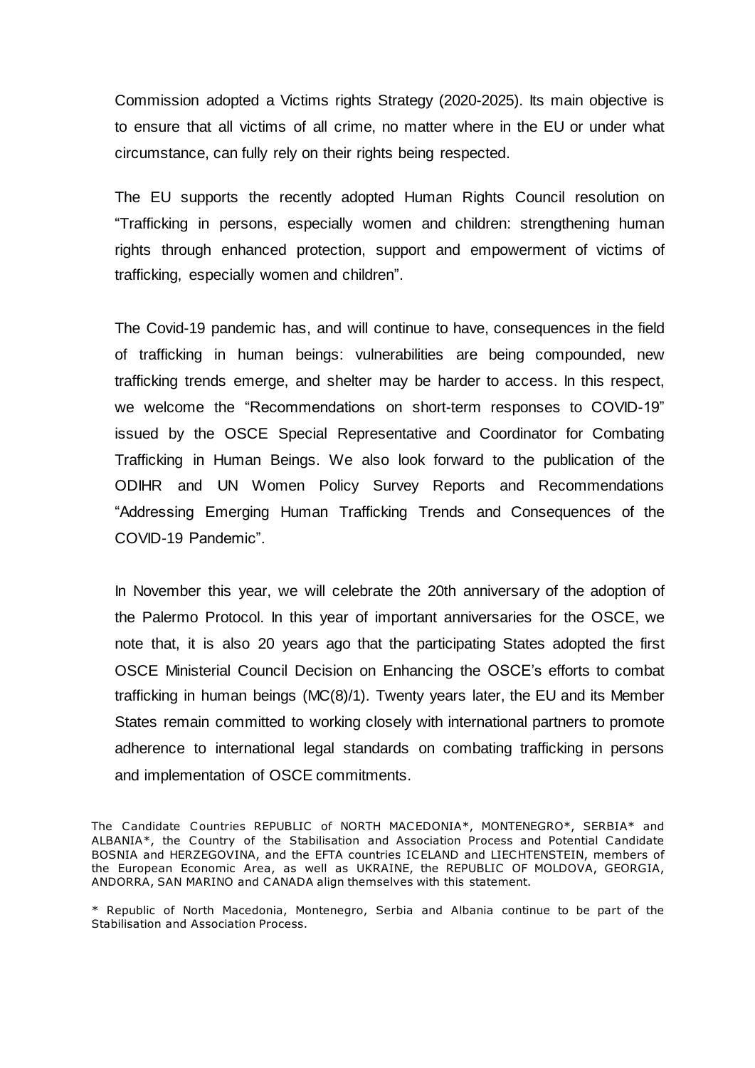Commission adopted a Victims rights Strategy (2020-2025). Its main objective is to ensure that all victims of all crime, no matter where in the EU or under what circumstance, can fully rely on their rights being respected.

The EU supports the recently adopted Human Rights Council resolution on "Trafficking in persons, especially women and children: strengthening human rights through enhanced protection, support and empowerment of victims of trafficking, especially women and children".

The Covid-19 pandemic has, and will continue to have, consequences in the field of trafficking in human beings: vulnerabilities are being compounded, new trafficking trends emerge, and shelter may be harder to access. In this respect, we welcome the "Recommendations on short-term responses to COVID-19" issued by the OSCE Special Representative and Coordinator for Combating Trafficking in Human Beings. We also look forward to the publication of the ODIHR and UN Women Policy Survey Reports and Recommendations "Addressing Emerging Human Trafficking Trends and Consequences of the COVID-19 Pandemic".

In November this year, we will celebrate the 20th anniversary of the adoption of the Palermo Protocol. In this year of important anniversaries for the OSCE, we note that, it is also 20 years ago that the participating States adopted the first OSCE Ministerial Council Decision on Enhancing the OSCE's efforts to combat trafficking in human beings (MC(8)/1). Twenty years later, the EU and its Member States remain committed to working closely with international partners to promote adherence to international legal standards on combating trafficking in persons and implementation of OSCE commitments.

The Candidate Countries REPUBLIC of NORTH MACEDONIA*, MONTENEGRO*, SERBIA* and ALBANIA*, the Country of the Stabilisation and Association Process and Potential Candidate BOSNIA and HERZEGOVINA, and the EFTA countries ICELAND and LIECHTENSTEIN, members of the European Economic Area, as well as UKRAINE, the REPUBLIC OF MOLDOVA, GEORGIA, ANDORRA, SAN MARINO and CANADA align themselves with this statement.

* Republic of North Macedonia, Montenegro, Serbia and Albania continue to be part of the Stabilisation and Association Process.